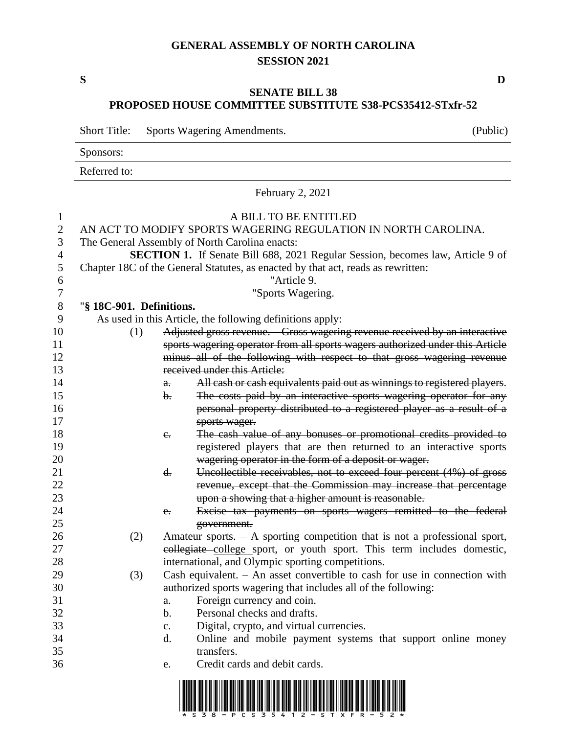# GENERAL ASSEMBLY OF NORTH CAROLINA
## SESSION 2021

**S** **D**

## SENATE BILL 38
## PROPOSED HOUSE COMMITTEE SUBSTITUTE S38-PCS35412-STxfr-52

Short Title: Sports Wagering Amendments. (Public)

Sponsors:

Referred to:

February 2, 2021

A BILL TO BE ENTITLED

AN ACT TO MODIFY SPORTS WAGERING REGULATION IN NORTH CAROLINA.

The General Assembly of North Carolina enacts:

**SECTION 1.** If Senate Bill 688, 2021 Regular Session, becomes law, Article 9 of Chapter 18C of the General Statutes, as enacted by that act, reads as rewritten:

"Article 9.

"Sports Wagering.

"**§ 18C-901. Definitions.**

As used in this Article, the following definitions apply:

(1) ~~Adjusted gross revenue. – Gross wagering revenue received by an interactive sports wagering operator from all sports wagers authorized under this Article minus all of the following with respect to that gross wagering revenue received under this Article:~~

a. ~~All cash or cash equivalents paid out as winnings to registered players.~~

b. ~~The costs paid by an interactive sports wagering operator for any personal property distributed to a registered player as a result of a sports wager.~~

c. ~~The cash value of any bonuses or promotional credits provided to registered players that are then returned to an interactive sports wagering operator in the form of a deposit or wager.~~

d. ~~Uncollectible receivables, not to exceed four percent (4%) of gross revenue, except that the Commission may increase that percentage upon a showing that a higher amount is reasonable.~~

e. ~~Excise tax payments on sports wagers remitted to the federal government.~~

(2) Amateur sports. – A sporting competition that is not a professional sport, ~~collegiate~~ <u>college</u> sport, or youth sport. This term includes domestic, international, and Olympic sporting competitions.

(3) Cash equivalent. – An asset convertible to cash for use in connection with authorized sports wagering that includes all of the following:

a. Foreign currency and coin.

b. Personal checks and drafts.

c. Digital, crypto, and virtual currencies.

d. Online and mobile payment systems that support online money transfers.

e. Credit cards and debit cards.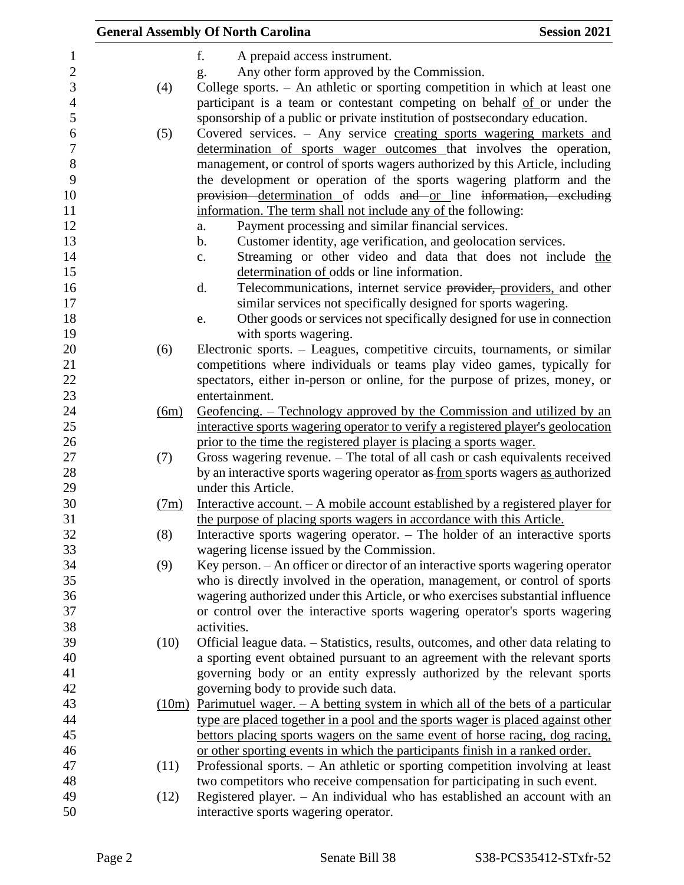f. A prepaid access instrument.

g. Any other form approved by the Commission.

(4) College sports. – An athletic or sporting competition in which at least one participant is a team or contestant competing on behalf of or under the sponsorship of a public or private institution of postsecondary education.

(5) Covered services. – Any service creating sports wagering markets and determination of sports wager outcomes that involves the operation, management, or control of sports wagers authorized by this Article, including the development or operation of the sports wagering platform and the provision determination of odds and or line information, excluding information. The term shall not include any of the following:

a. Payment processing and similar financial services.

b. Customer identity, age verification, and geolocation services.

c. Streaming or other video and data that does not include the determination of odds or line information.

d. Telecommunications, internet service provider, providers, and other similar services not specifically designed for sports wagering.

e. Other goods or services not specifically designed for use in connection with sports wagering.

(6) Electronic sports. – Leagues, competitive circuits, tournaments, or similar competitions where individuals or teams play video games, typically for spectators, either in-person or online, for the purpose of prizes, money, or entertainment.

(6m) Geofencing. – Technology approved by the Commission and utilized by an interactive sports wagering operator to verify a registered player's geolocation prior to the time the registered player is placing a sports wager.

(7) Gross wagering revenue. – The total of all cash or cash equivalents received by an interactive sports wagering operator as from sports wagers as authorized under this Article.

(7m) Interactive account. – A mobile account established by a registered player for the purpose of placing sports wagers in accordance with this Article.

(8) Interactive sports wagering operator. – The holder of an interactive sports wagering license issued by the Commission.

(9) Key person. – An officer or director of an interactive sports wagering operator who is directly involved in the operation, management, or control of sports wagering authorized under this Article, or who exercises substantial influence or control over the interactive sports wagering operator's sports wagering activities.

(10) Official league data. – Statistics, results, outcomes, and other data relating to a sporting event obtained pursuant to an agreement with the relevant sports governing body or an entity expressly authorized by the relevant sports governing body to provide such data.

(10m) Parimutuel wager. – A betting system in which all of the bets of a particular type are placed together in a pool and the sports wager is placed against other bettors placing sports wagers on the same event of horse racing, dog racing, or other sporting events in which the participants finish in a ranked order.

(11) Professional sports. – An athletic or sporting competition involving at least two competitors who receive compensation for participating in such event.

(12) Registered player. – An individual who has established an account with an interactive sports wagering operator.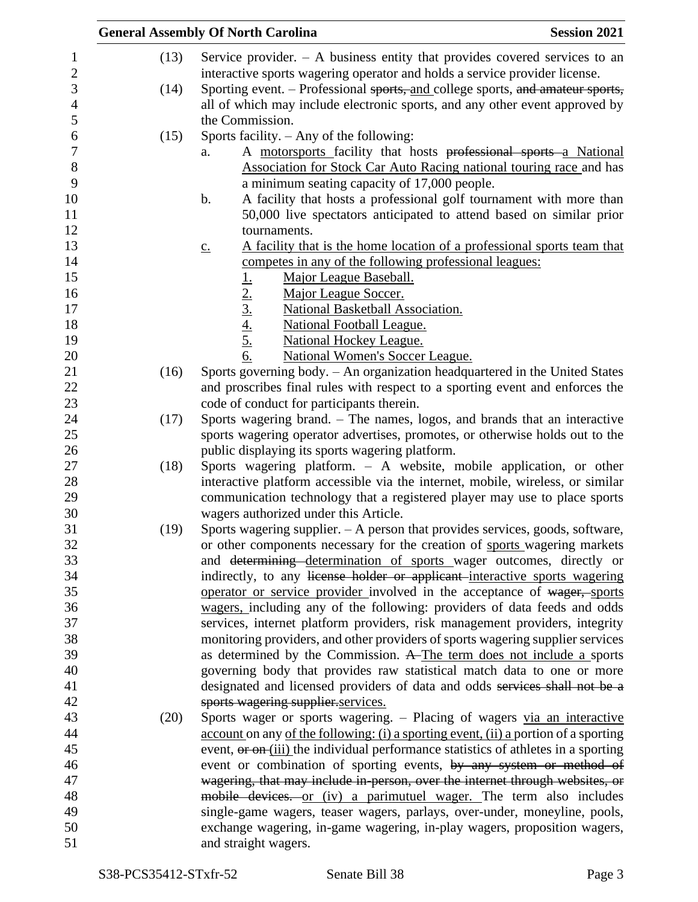(13) Service provider. – A business entity that provides covered services to an interactive sports wagering operator and holds a service provider license.

(14) Sporting event. – Professional ~~sports,~~ and college sports, ~~and amateur sports,~~ all of which may include electronic sports, and any other event approved by the Commission.

(15) Sports facility. – Any of the following:

a. A motorsports facility that hosts ~~professional sports~~ a National Association for Stock Car Auto Racing national touring race and has a minimum seating capacity of 17,000 people.

b. A facility that hosts a professional golf tournament with more than 50,000 live spectators anticipated to attend based on similar prior tournaments.

c. A facility that is the home location of a professional sports team that competes in any of the following professional leagues:

1. Major League Baseball.
2. Major League Soccer.
3. National Basketball Association.
4. National Football League.
5. National Hockey League.
6. National Women's Soccer League.

(16) Sports governing body. – An organization headquartered in the United States and proscribes final rules with respect to a sporting event and enforces the code of conduct for participants therein.

(17) Sports wagering brand. – The names, logos, and brands that an interactive sports wagering operator advertises, promotes, or otherwise holds out to the public displaying its sports wagering platform.

(18) Sports wagering platform. – A website, mobile application, or other interactive platform accessible via the internet, mobile, wireless, or similar communication technology that a registered player may use to place sports wagers authorized under this Article.

(19) Sports wagering supplier. – A person that provides services, goods, software, or other components necessary for the creation of sports wagering markets and ~~determining~~ determination of sports wager outcomes, directly or indirectly, to any ~~license holder or applicant~~ interactive sports wagering operator or service provider involved in the acceptance of ~~wager,~~ sports wagers, including any of the following: providers of data feeds and odds services, internet platform providers, risk management providers, integrity monitoring providers, and other providers of sports wagering supplier services as determined by the Commission. ~~A~~ The term does not include a sports governing body that provides raw statistical match data to one or more designated and licensed providers of data and odds ~~services shall not be a sports wagering supplier.~~ services.

(20) Sports wager or sports wagering. – Placing of wagers via an interactive account on any of the following: (i) a sporting event, (ii) a portion of a sporting event, ~~or on~~ (iii) the individual performance statistics of athletes in a sporting event or combination of sporting events, ~~by any system or method of wagering, that may include in-person, over the internet through websites, or mobile devices.~~ or (iv) a parimutuel wager. The term also includes single-game wagers, teaser wagers, parlays, over-under, moneyline, pools, exchange wagering, in-game wagering, in-play wagers, proposition wagers, and straight wagers.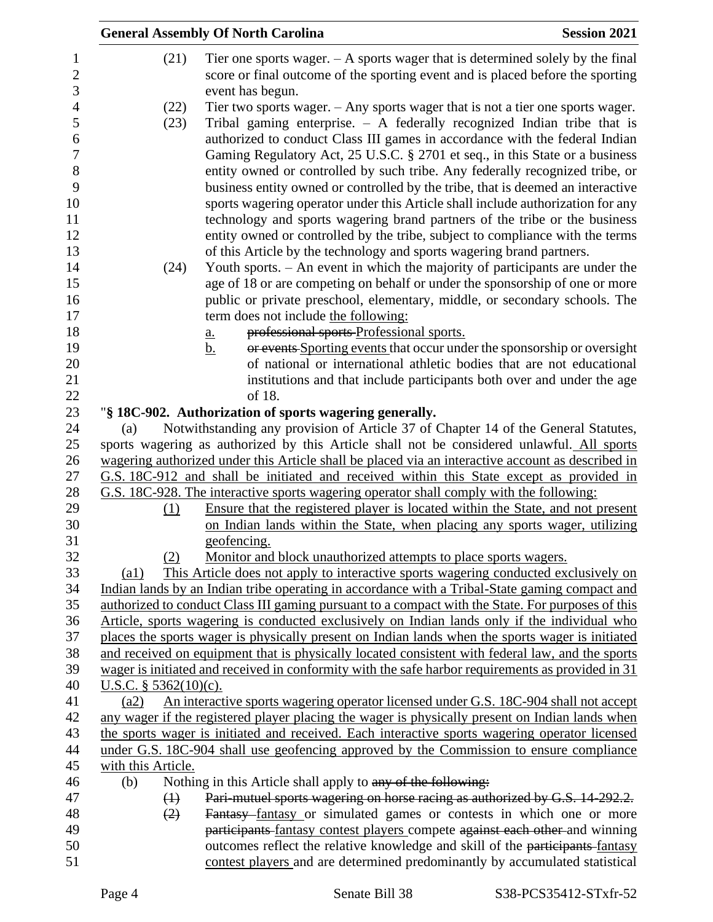(21) Tier one sports wager. – A sports wager that is determined solely by the final score or final outcome of the sporting event and is placed before the sporting event has begun.

(22) Tier two sports wager. – Any sports wager that is not a tier one sports wager.

(23) Tribal gaming enterprise. – A federally recognized Indian tribe that is authorized to conduct Class III games in accordance with the federal Indian Gaming Regulatory Act, 25 U.S.C. § 2701 et seq., in this State or a business entity owned or controlled by such tribe. Any federally recognized tribe, or business entity owned or controlled by the tribe, that is deemed an interactive sports wagering operator under this Article shall include authorization for any technology and sports wagering brand partners of the tribe or the business entity owned or controlled by the tribe, subject to compliance with the terms of this Article by the technology and sports wagering brand partners.

(24) Youth sports. – An event in which the majority of participants are under the age of 18 or are competing on behalf or under the sponsorship of one or more public or private preschool, elementary, middle, or secondary schools. The term does not include <u>the following:</u>

<u>a.</u> ~~professional sports~~ <u>Professional sports.</u>

<u>b.</u> ~~or events~~ <u>Sporting events</u> that occur under the sponsorship or oversight of national or international athletic bodies that are not educational institutions and that include participants both over and under the age of 18.

"**§ 18C-902. Authorization of sports wagering generally.**

(a) Notwithstanding any provision of Article 37 of Chapter 14 of the General Statutes, sports wagering as authorized by this Article shall not be considered unlawful. <u>All sports wagering authorized under this Article shall be placed via an interactive account as described in G.S. 18C-912 and shall be initiated and received within this State except as provided in G.S. 18C-928. The interactive sports wagering operator shall comply with the following:</u>

<u>(1) Ensure that the registered player is located within the State, and not present on Indian lands within the State, when placing any sports wager, utilizing geofencing.</u>

<u>(2) Monitor and block unauthorized attempts to place sports wagers.</u>

<u>(a1) This Article does not apply to interactive sports wagering conducted exclusively on Indian lands by an Indian tribe operating in accordance with a Tribal-State gaming compact and authorized to conduct Class III gaming pursuant to a compact with the State. For purposes of this Article, sports wagering is conducted exclusively on Indian lands only if the individual who places the sports wager is physically present on Indian lands when the sports wager is initiated and received on equipment that is physically located consistent with federal law, and the sports wager is initiated and received in conformity with the safe harbor requirements as provided in 31 U.S.C. § 5362(10)(c).</u>

<u>(a2) An interactive sports wagering operator licensed under G.S. 18C-904 shall not accept any wager if the registered player placing the wager is physically present on Indian lands when the sports wager is initiated and received. Each interactive sports wagering operator licensed under G.S. 18C-904 shall use geofencing approved by the Commission to ensure compliance with this Article.</u>

(b) Nothing in this Article shall apply to ~~any of the following:~~

~~(1) Pari-mutuel sports wagering on horse racing as authorized by G.S. 14-292.2.~~

~~(2)~~ ~~Fantasy~~ <u>fantasy</u> or simulated games or contests in which one or more ~~participants~~ <u>fantasy contest players</u> compete ~~against each other~~ and winning outcomes reflect the relative knowledge and skill of the ~~participants~~ <u>fantasy contest players</u> and are determined predominantly by accumulated statistical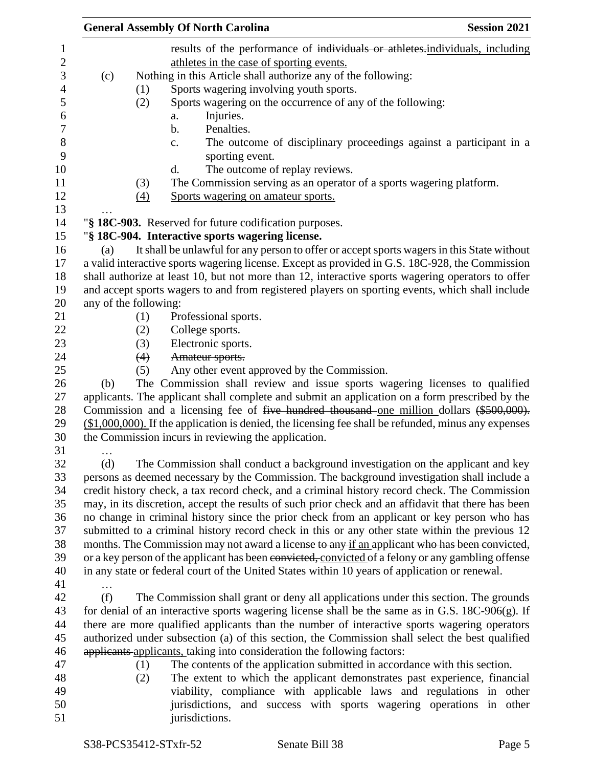results of the performance of ~~individuals or athletes.~~<u>individuals, including athletes in the case of sporting events.</u>

(c) Nothing in this Article shall authorize any of the following:

(1) Sports wagering involving youth sports.

(2) Sports wagering on the occurrence of any of the following:

a. Injuries.

b. Penalties.

c. The outcome of disciplinary proceedings against a participant in a sporting event.

d. The outcome of replay reviews.

(3) The Commission serving as an operator of a sports wagering platform.

<u>(4) Sports wagering on amateur sports.</u>

…

"**§ 18C-903.** Reserved for future codification purposes.

"**§ 18C-904. Interactive sports wagering license.**

(a) It shall be unlawful for any person to offer or accept sports wagers in this State without a valid interactive sports wagering license. Except as provided in G.S. 18C-928, the Commission shall authorize at least 10, but not more than 12, interactive sports wagering operators to offer and accept sports wagers to and from registered players on sporting events, which shall include any of the following:

(1) Professional sports.

(2) College sports.

(3) Electronic sports.

~~(4) Amateur sports.~~

(5) Any other event approved by the Commission.

(b) The Commission shall review and issue sports wagering licenses to qualified applicants. The applicant shall complete and submit an application on a form prescribed by the Commission and a licensing fee of ~~five hundred thousand~~ <u>one million</u> dollars ~~($500,000).~~ <u>($1,000,000).</u> If the application is denied, the licensing fee shall be refunded, minus any expenses the Commission incurs in reviewing the application.

…

(d) The Commission shall conduct a background investigation on the applicant and key persons as deemed necessary by the Commission. The background investigation shall include a credit history check, a tax record check, and a criminal history record check. The Commission may, in its discretion, accept the results of such prior check and an affidavit that there has been no change in criminal history since the prior check from an applicant or key person who has submitted to a criminal history record check in this or any other state within the previous 12 months. The Commission may not award a license ~~to any~~ <u>if an</u> applicant ~~who has been convicted,~~ or a key person of the applicant has been ~~convicted,~~ <u>convicted</u> of a felony or any gambling offense in any state or federal court of the United States within 10 years of application or renewal.

…

(f) The Commission shall grant or deny all applications under this section. The grounds for denial of an interactive sports wagering license shall be the same as in G.S. 18C-906(g). If there are more qualified applicants than the number of interactive sports wagering operators authorized under subsection (a) of this section, the Commission shall select the best qualified ~~applicants~~ <u>applicants,</u> taking into consideration the following factors:

(1) The contents of the application submitted in accordance with this section.

(2) The extent to which the applicant demonstrates past experience, financial viability, compliance with applicable laws and regulations in other jurisdictions, and success with sports wagering operations in other jurisdictions.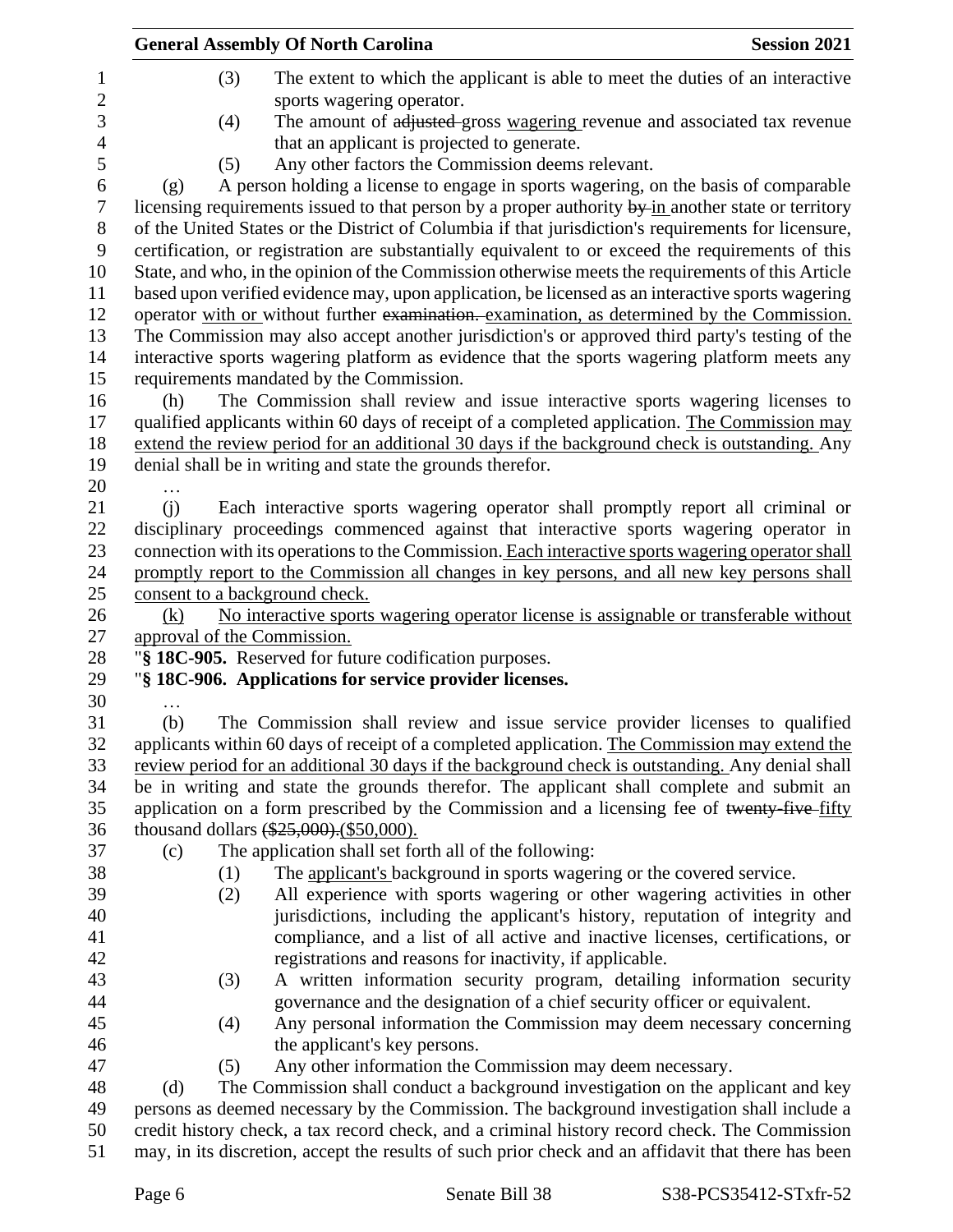(3) The extent to which the applicant is able to meet the duties of an interactive sports wagering operator.

(4) The amount of ~~adjusted~~ gross wagering revenue and associated tax revenue that an applicant is projected to generate.

(5) Any other factors the Commission deems relevant.

(g) A person holding a license to engage in sports wagering, on the basis of comparable licensing requirements issued to that person by a proper authority ~~by~~ in another state or territory of the United States or the District of Columbia if that jurisdiction's requirements for licensure, certification, or registration are substantially equivalent to or exceed the requirements of this State, and who, in the opinion of the Commission otherwise meets the requirements of this Article based upon verified evidence may, upon application, be licensed as an interactive sports wagering operator with or without further ~~examination.~~ examination, as determined by the Commission. The Commission may also accept another jurisdiction's or approved third party's testing of the interactive sports wagering platform as evidence that the sports wagering platform meets any requirements mandated by the Commission.

(h) The Commission shall review and issue interactive sports wagering licenses to qualified applicants within 60 days of receipt of a completed application. The Commission may extend the review period for an additional 30 days if the background check is outstanding. Any denial shall be in writing and state the grounds therefor.

…

(j) Each interactive sports wagering operator shall promptly report all criminal or disciplinary proceedings commenced against that interactive sports wagering operator in connection with its operations to the Commission. Each interactive sports wagering operator shall promptly report to the Commission all changes in key persons, and all new key persons shall consent to a background check.

(k) No interactive sports wagering operator license is assignable or transferable without approval of the Commission.

"**§ 18C-905.** Reserved for future codification purposes.

"**§ 18C-906. Applications for service provider licenses.**

…

(b) The Commission shall review and issue service provider licenses to qualified applicants within 60 days of receipt of a completed application. The Commission may extend the review period for an additional 30 days if the background check is outstanding. Any denial shall be in writing and state the grounds therefor. The applicant shall complete and submit an application on a form prescribed by the Commission and a licensing fee of ~~twenty-five~~ fifty thousand dollars ~~($25,000).~~($50,000).

(c) The application shall set forth all of the following:

(1) The applicant's background in sports wagering or the covered service.

(2) All experience with sports wagering or other wagering activities in other jurisdictions, including the applicant's history, reputation of integrity and compliance, and a list of all active and inactive licenses, certifications, or registrations and reasons for inactivity, if applicable.

(3) A written information security program, detailing information security governance and the designation of a chief security officer or equivalent.

(4) Any personal information the Commission may deem necessary concerning the applicant's key persons.

(5) Any other information the Commission may deem necessary.

(d) The Commission shall conduct a background investigation on the applicant and key persons as deemed necessary by the Commission. The background investigation shall include a credit history check, a tax record check, and a criminal history record check. The Commission may, in its discretion, accept the results of such prior check and an affidavit that there has been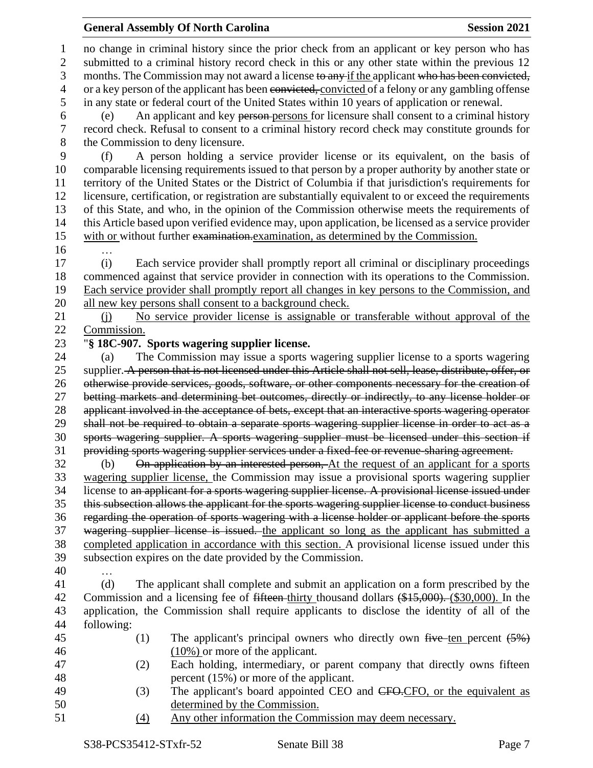no change in criminal history since the prior check from an applicant or key person who has submitted to a criminal history record check in this or any other state within the previous 12 months. The Commission may not award a license ~~to any~~ if the applicant ~~who has been convicted,~~ or a key person of the applicant has been ~~convicted,~~ convicted of a felony or any gambling offense in any state or federal court of the United States within 10 years of application or renewal.

(e) An applicant and key ~~person~~ persons for licensure shall consent to a criminal history record check. Refusal to consent to a criminal history record check may constitute grounds for the Commission to deny licensure.

(f) A person holding a service provider license or its equivalent, on the basis of comparable licensing requirements issued to that person by a proper authority by another state or territory of the United States or the District of Columbia if that jurisdiction's requirements for licensure, certification, or registration are substantially equivalent to or exceed the requirements of this State, and who, in the opinion of the Commission otherwise meets the requirements of this Article based upon verified evidence may, upon application, be licensed as a service provider with or without further ~~examination.~~ examination, as determined by the Commission.

…

(i) Each service provider shall promptly report all criminal or disciplinary proceedings commenced against that service provider in connection with its operations to the Commission. Each service provider shall promptly report all changes in key persons to the Commission, and all new key persons shall consent to a background check.

(j) No service provider license is assignable or transferable without approval of the Commission.

"**§ 18C-907. Sports wagering supplier license.**

(a) The Commission may issue a sports wagering supplier license to a sports wagering supplier. ~~A person that is not licensed under this Article shall not sell, lease, distribute, offer, or otherwise provide services, goods, software, or other components necessary for the creation of betting markets and determining bet outcomes, directly or indirectly, to any license holder or applicant involved in the acceptance of bets, except that an interactive sports wagering operator shall not be required to obtain a separate sports wagering supplier license in order to act as a sports wagering supplier. A sports wagering supplier must be licensed under this section if providing sports wagering supplier services under a fixed-fee or revenue-sharing agreement.~~

(b) ~~On application by an interested person,~~ At the request of an applicant for a sports wagering supplier license, the Commission may issue a provisional sports wagering supplier license to ~~an applicant for a sports wagering supplier license. A provisional license issued under this subsection allows the applicant for the sports wagering supplier license to conduct business regarding the operation of sports wagering with a license holder or applicant before the sports wagering supplier license is issued.~~ the applicant so long as the applicant has submitted a completed application in accordance with this section. A provisional license issued under this subsection expires on the date provided by the Commission.

…

(d) The applicant shall complete and submit an application on a form prescribed by the Commission and a licensing fee of ~~fifteen~~ thirty thousand dollars ~~($15,000).~~ ($30,000). In the application, the Commission shall require applicants to disclose the identity of all of the following:

(1) The applicant's principal owners who directly own ~~five~~ ten percent ~~(5%)~~ (10%) or more of the applicant.

(2) Each holding, intermediary, or parent company that directly owns fifteen percent (15%) or more of the applicant.

(3) The applicant's board appointed CEO and ~~CFO.~~ CFO, or the equivalent as determined by the Commission.

(4) Any other information the Commission may deem necessary.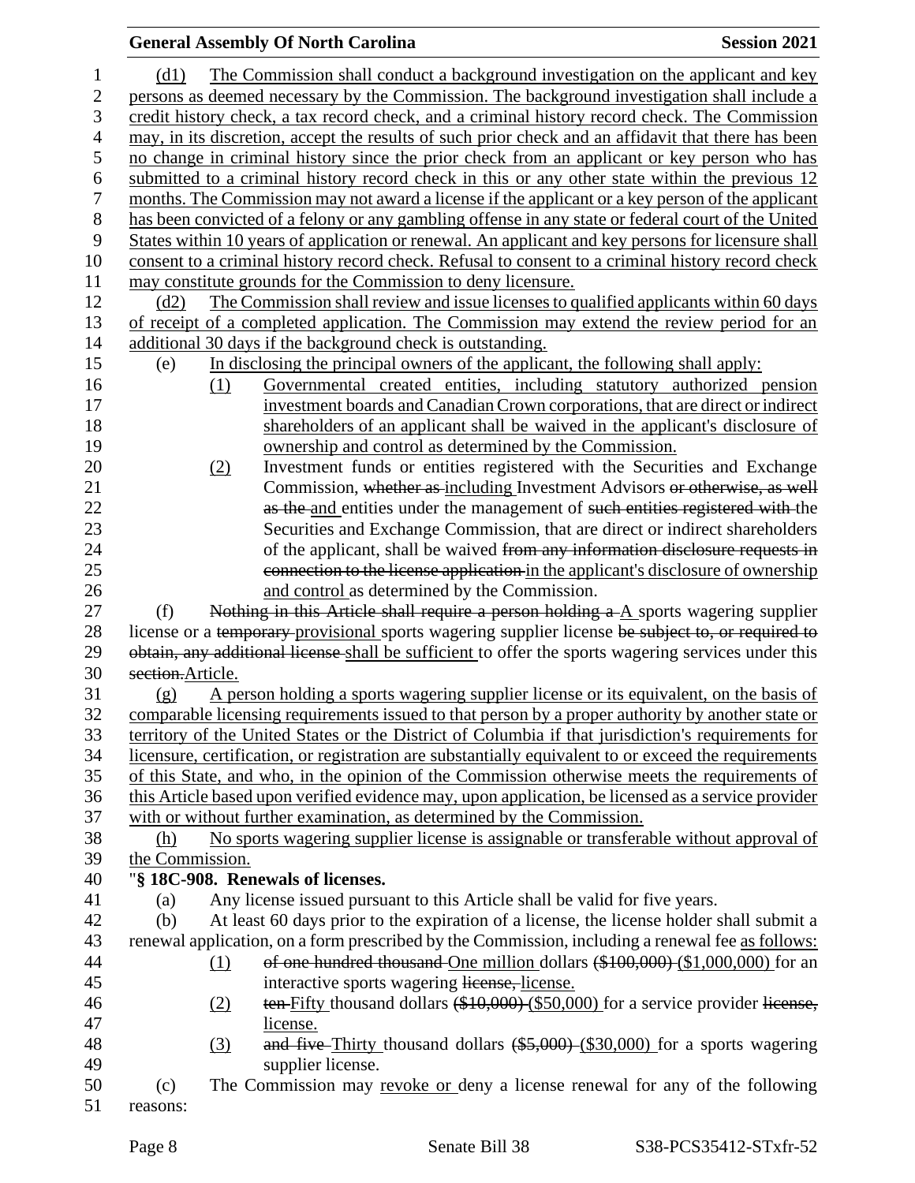(d1) The Commission shall conduct a background investigation on the applicant and key persons as deemed necessary by the Commission. The background investigation shall include a credit history check, a tax record check, and a criminal history record check. The Commission may, in its discretion, accept the results of such prior check and an affidavit that there has been no change in criminal history since the prior check from an applicant or key person who has submitted to a criminal history record check in this or any other state within the previous 12 months. The Commission may not award a license if the applicant or a key person of the applicant has been convicted of a felony or any gambling offense in any state or federal court of the United States within 10 years of application or renewal. An applicant and key persons for licensure shall consent to a criminal history record check. Refusal to consent to a criminal history record check may constitute grounds for the Commission to deny licensure.

(d2) The Commission shall review and issue licenses to qualified applicants within 60 days of receipt of a completed application. The Commission may extend the review period for an additional 30 days if the background check is outstanding.

(e) In disclosing the principal owners of the applicant, the following shall apply:

(1) Governmental created entities, including statutory authorized pension investment boards and Canadian Crown corporations, that are direct or indirect shareholders of an applicant shall be waived in the applicant's disclosure of ownership and control as determined by the Commission.

(2) Investment funds or entities registered with the Securities and Exchange Commission, ~~whether as~~ including Investment Advisors ~~or otherwise, as well as the~~ and entities under the management of ~~such entities registered with~~ the Securities and Exchange Commission, that are direct or indirect shareholders of the applicant, shall be waived ~~from any information disclosure requests in connection to the license application~~ in the applicant's disclosure of ownership and control as determined by the Commission.

(f) ~~Nothing in this Article shall require a person holding a~~ A sports wagering supplier license or a ~~temporary~~ provisional sports wagering supplier license ~~be subject to, or required to obtain, any additional license~~ shall be sufficient to offer the sports wagering services under this ~~section.~~Article.

(g) A person holding a sports wagering supplier license or its equivalent, on the basis of comparable licensing requirements issued to that person by a proper authority by another state or territory of the United States or the District of Columbia if that jurisdiction's requirements for licensure, certification, or registration are substantially equivalent to or exceed the requirements of this State, and who, in the opinion of the Commission otherwise meets the requirements of this Article based upon verified evidence may, upon application, be licensed as a service provider with or without further examination, as determined by the Commission.

(h) No sports wagering supplier license is assignable or transferable without approval of the Commission.

"**§ 18C-908. Renewals of licenses.**

(a) Any license issued pursuant to this Article shall be valid for five years.

(b) At least 60 days prior to the expiration of a license, the license holder shall submit a renewal application, on a form prescribed by the Commission, including a renewal fee as follows:

(1) ~~of one hundred thousand~~ One million dollars ~~($100,000)~~ ($1,000,000) for an interactive sports wagering ~~license,~~ license.

(2) ~~ten~~ Fifty thousand dollars ~~($10,000)~~ ($50,000) for a service provider ~~license,~~ license.

(3) ~~and five~~ Thirty thousand dollars ~~($5,000)~~ ($30,000) for a sports wagering supplier license.

(c) The Commission may revoke or deny a license renewal for any of the following reasons: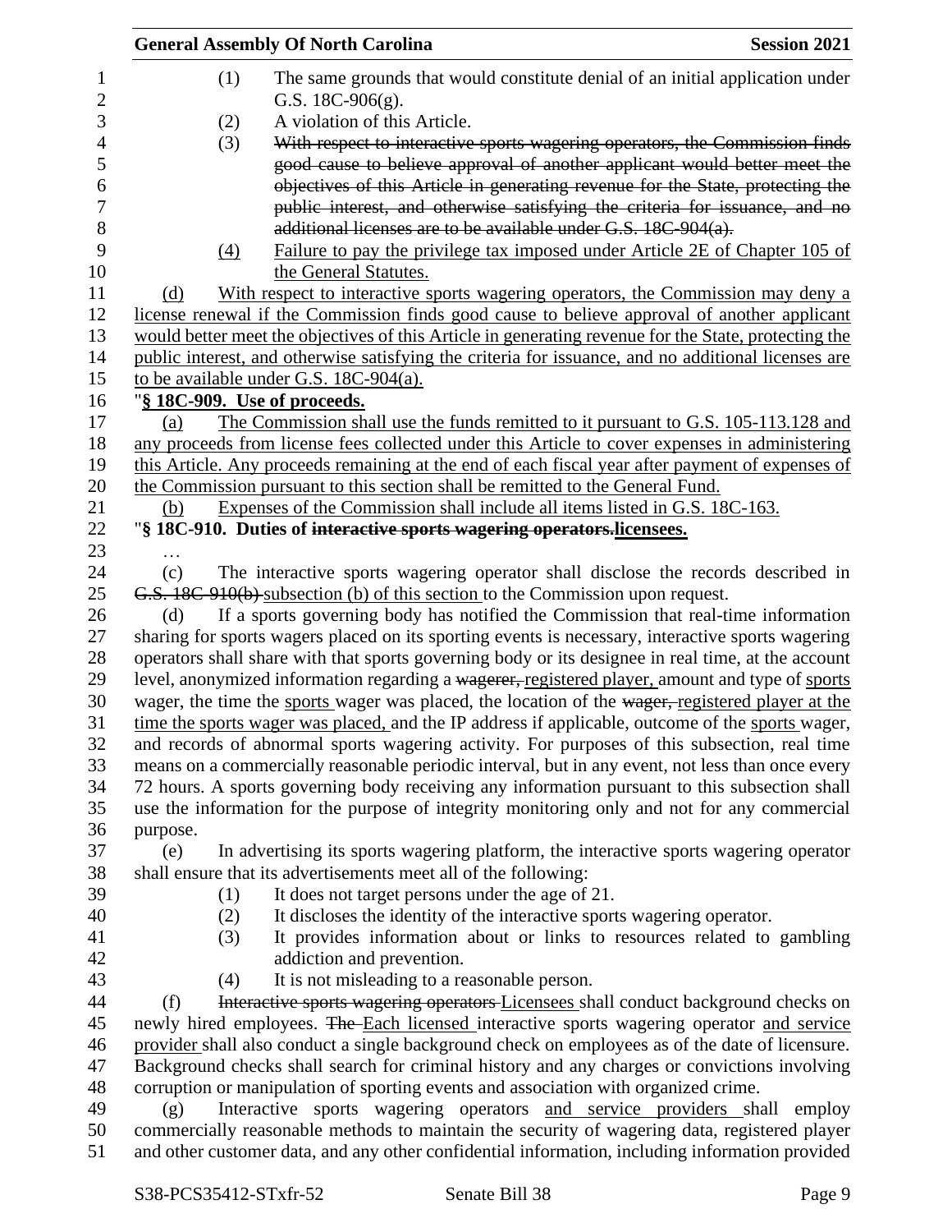(1) The same grounds that would constitute denial of an initial application under G.S. 18C-906(g).

(2) A violation of this Article.

(3) ~~With respect to interactive sports wagering operators, the Commission finds good cause to believe approval of another applicant would better meet the objectives of this Article in generating revenue for the State, protecting the public interest, and otherwise satisfying the criteria for issuance, and no additional licenses are to be available under G.S. 18C-904(a).~~

<u>(4) Failure to pay the privilege tax imposed under Article 2E of Chapter 105 of the General Statutes.</u>

<u>(d) With respect to interactive sports wagering operators, the Commission may deny a license renewal if the Commission finds good cause to believe approval of another applicant would better meet the objectives of this Article in generating revenue for the State, protecting the public interest, and otherwise satisfying the criteria for issuance, and no additional licenses are to be available under G.S. 18C-904(a).</u>

"**<u>§ 18C-909. Use of proceeds.</u>**

<u>(a) The Commission shall use the funds remitted to it pursuant to G.S. 105-113.128 and any proceeds from license fees collected under this Article to cover expenses in administering this Article. Any proceeds remaining at the end of each fiscal year after payment of expenses of the Commission pursuant to this section shall be remitted to the General Fund.</u>

<u>(b) Expenses of the Commission shall include all items listed in G.S. 18C-163.</u>

"**§ 18C-910. Duties of ~~interactive sports wagering operators.~~<u>licensees.</u>**

…

(c) The interactive sports wagering operator shall disclose the records described in ~~G.S. 18C-910(b)~~ <u>subsection (b) of this section</u> to the Commission upon request.

(d) If a sports governing body has notified the Commission that real-time information sharing for sports wagers placed on its sporting events is necessary, interactive sports wagering operators shall share with that sports governing body or its designee in real time, at the account level, anonymized information regarding a ~~wagerer,~~ <u>registered player,</u> amount and type of <u>sports</u> wager, the time the <u>sports</u> wager was placed, the location of the ~~wager,~~ <u>registered player at the time the sports wager was placed,</u> and the IP address if applicable, outcome of the <u>sports</u> wager, and records of abnormal sports wagering activity. For purposes of this subsection, real time means on a commercially reasonable periodic interval, but in any event, not less than once every 72 hours. A sports governing body receiving any information pursuant to this subsection shall use the information for the purpose of integrity monitoring only and not for any commercial purpose.

(e) In advertising its sports wagering platform, the interactive sports wagering operator shall ensure that its advertisements meet all of the following:

(1) It does not target persons under the age of 21.

(2) It discloses the identity of the interactive sports wagering operator.

(3) It provides information about or links to resources related to gambling addiction and prevention.

(4) It is not misleading to a reasonable person.

(f) ~~Interactive sports wagering operators~~ <u>Licensees</u> shall conduct background checks on newly hired employees. ~~The~~ <u>Each licensed</u> interactive sports wagering operator <u>and service provider</u> shall also conduct a single background check on employees as of the date of licensure. Background checks shall search for criminal history and any charges or convictions involving corruption or manipulation of sporting events and association with organized crime.

(g) Interactive sports wagering operators <u>and service providers</u> shall employ commercially reasonable methods to maintain the security of wagering data, registered player and other customer data, and any other confidential information, including information provided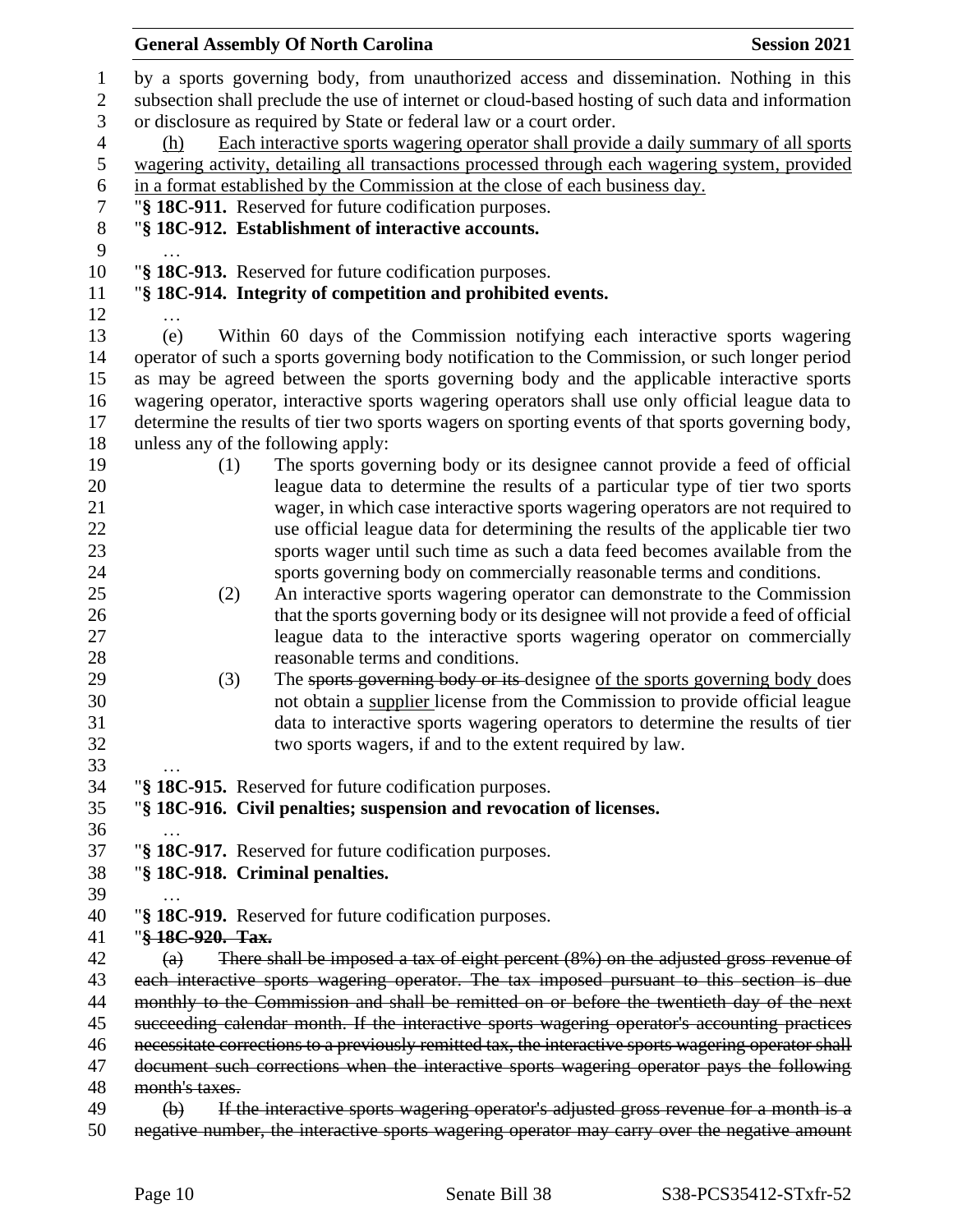by a sports governing body, from unauthorized access and dissemination. Nothing in this subsection shall preclude the use of internet or cloud-based hosting of such data and information or disclosure as required by State or federal law or a court order.

<u>(h) Each interactive sports wagering operator shall provide a daily summary of all sports wagering activity, detailing all transactions processed through each wagering system, provided in a format established by the Commission at the close of each business day.</u>

"**§ 18C-911.** Reserved for future codification purposes.

"**§ 18C-912. Establishment of interactive accounts.**

…

"**§ 18C-913.** Reserved for future codification purposes.

"**§ 18C-914. Integrity of competition and prohibited events.**

…

(e) Within 60 days of the Commission notifying each interactive sports wagering operator of such a sports governing body notification to the Commission, or such longer period as may be agreed between the sports governing body and the applicable interactive sports wagering operator, interactive sports wagering operators shall use only official league data to determine the results of tier two sports wagers on sporting events of that sports governing body, unless any of the following apply:

(1) The sports governing body or its designee cannot provide a feed of official league data to determine the results of a particular type of tier two sports wager, in which case interactive sports wagering operators are not required to use official league data for determining the results of the applicable tier two sports wager until such time as such a data feed becomes available from the sports governing body on commercially reasonable terms and conditions.

(2) An interactive sports wagering operator can demonstrate to the Commission that the sports governing body or its designee will not provide a feed of official league data to the interactive sports wagering operator on commercially reasonable terms and conditions.

(3) The ~~sports governing body or its~~ designee <u>of the sports governing body</u> does not obtain a <u>supplier</u> license from the Commission to provide official league data to interactive sports wagering operators to determine the results of tier two sports wagers, if and to the extent required by law.

…

"**§ 18C-915.** Reserved for future codification purposes.

"**§ 18C-916. Civil penalties; suspension and revocation of licenses.**

…

"**§ 18C-917.** Reserved for future codification purposes.

"**§ 18C-918. Criminal penalties.**

…

"**§ 18C-919.** Reserved for future codification purposes.

"~~**§ 18C-920. Tax.**~~

~~(a) There shall be imposed a tax of eight percent (8%) on the adjusted gross revenue of each interactive sports wagering operator. The tax imposed pursuant to this section is due monthly to the Commission and shall be remitted on or before the twentieth day of the next succeeding calendar month. If the interactive sports wagering operator's accounting practices necessitate corrections to a previously remitted tax, the interactive sports wagering operator shall document such corrections when the interactive sports wagering operator pays the following month's taxes.~~

~~(b) If the interactive sports wagering operator's adjusted gross revenue for a month is a negative number, the interactive sports wagering operator may carry over the negative amount~~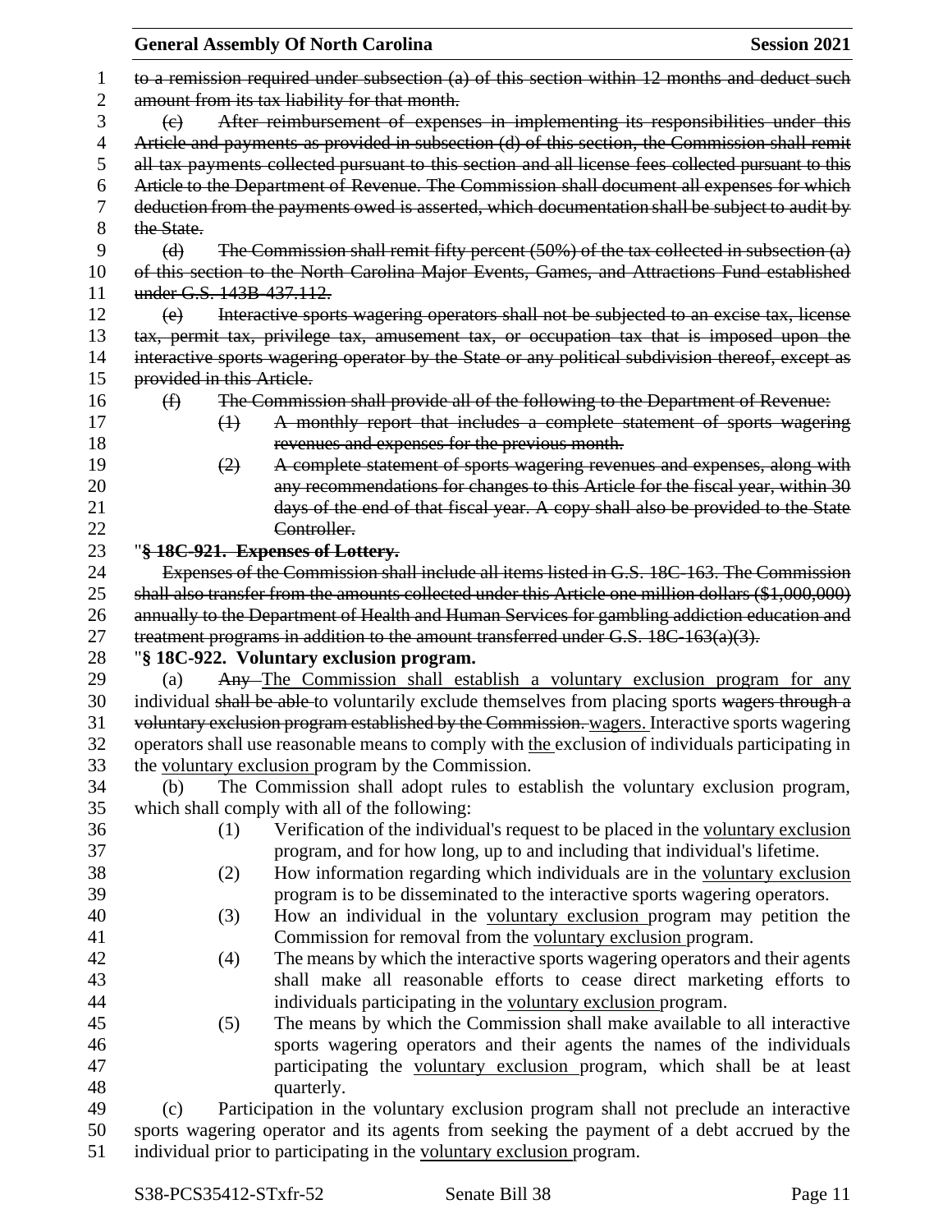~~to a remission required under subsection (a) of this section within 12 months and deduct such amount from its tax liability for that month.~~

~~(c) After reimbursement of expenses in implementing its responsibilities under this Article and payments as provided in subsection (d) of this section, the Commission shall remit all tax payments collected pursuant to this section and all license fees collected pursuant to this Article to the Department of Revenue. The Commission shall document all expenses for which deduction from the payments owed is asserted, which documentation shall be subject to audit by the State.~~

~~(d) The Commission shall remit fifty percent (50%) of the tax collected in subsection (a) of this section to the North Carolina Major Events, Games, and Attractions Fund established under G.S. 143B-437.112.~~

~~(e) Interactive sports wagering operators shall not be subjected to an excise tax, license tax, permit tax, privilege tax, amusement tax, or occupation tax that is imposed upon the interactive sports wagering operator by the State or any political subdivision thereof, except as provided in this Article.~~

~~(f) The Commission shall provide all of the following to the Department of Revenue:~~

~~(1) A monthly report that includes a complete statement of sports wagering revenues and expenses for the previous month.~~

~~(2) A complete statement of sports wagering revenues and expenses, along with any recommendations for changes to this Article for the fiscal year, within 30 days of the end of that fiscal year. A copy shall also be provided to the State Controller.~~

"**~~§ 18C-921. Expenses of Lottery.~~**

~~Expenses of the Commission shall include all items listed in G.S. 18C-163. The Commission shall also transfer from the amounts collected under this Article one million dollars ($1,000,000) annually to the Department of Health and Human Services for gambling addiction education and treatment programs in addition to the amount transferred under G.S. 18C-163(a)(3).~~

"**§ 18C-922. Voluntary exclusion program.**

(a) ~~Any~~ <u>The Commission shall establish a voluntary exclusion program for any</u> individual ~~shall be able~~ to voluntarily exclude themselves from placing sports ~~wagers through a voluntary exclusion program established by the Commission.~~ <u>wagers.</u> Interactive sports wagering operators shall use reasonable means to comply with <u>the</u> exclusion of individuals participating in the <u>voluntary exclusion</u> program by the Commission.

(b) The Commission shall adopt rules to establish the voluntary exclusion program, which shall comply with all of the following:

(1) Verification of the individual's request to be placed in the <u>voluntary exclusion</u> program, and for how long, up to and including that individual's lifetime.

(2) How information regarding which individuals are in the <u>voluntary exclusion</u> program is to be disseminated to the interactive sports wagering operators.

(3) How an individual in the <u>voluntary exclusion</u> program may petition the Commission for removal from the <u>voluntary exclusion</u> program.

(4) The means by which the interactive sports wagering operators and their agents shall make all reasonable efforts to cease direct marketing efforts to individuals participating in the <u>voluntary exclusion</u> program.

(5) The means by which the Commission shall make available to all interactive sports wagering operators and their agents the names of the individuals participating the <u>voluntary exclusion</u> program, which shall be at least quarterly.

(c) Participation in the voluntary exclusion program shall not preclude an interactive sports wagering operator and its agents from seeking the payment of a debt accrued by the individual prior to participating in the <u>voluntary exclusion</u> program.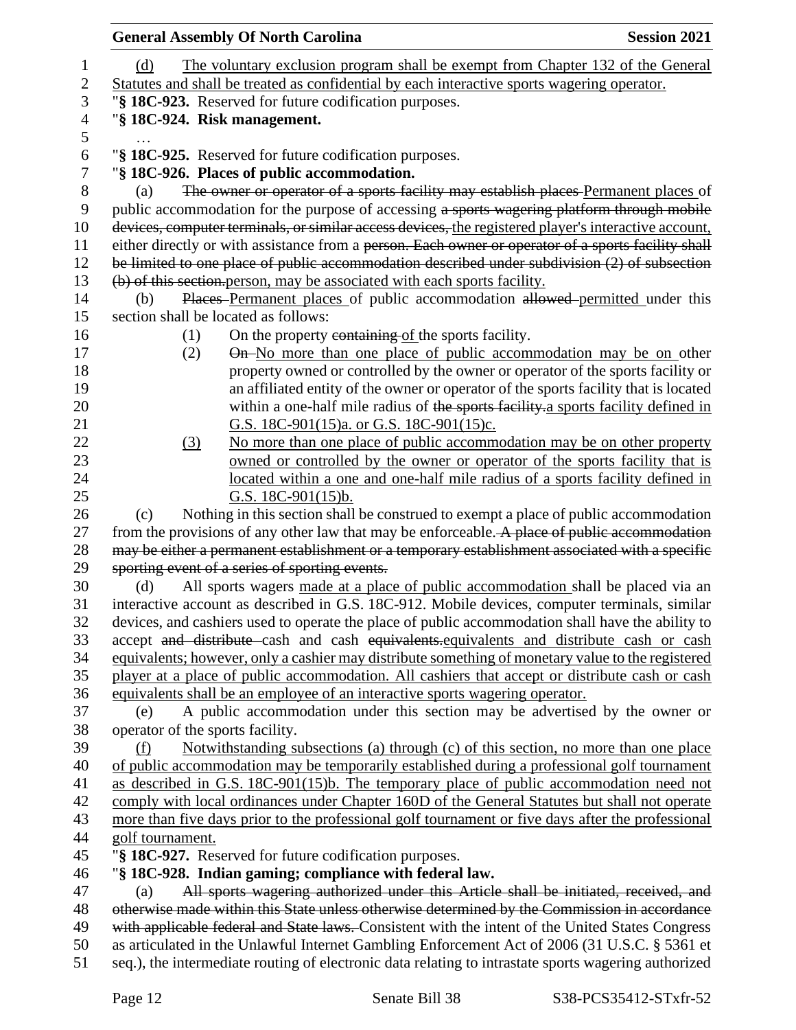(d) The voluntary exclusion program shall be exempt from Chapter 132 of the General Statutes and shall be treated as confidential by each interactive sports wagering operator.

"**§ 18C-923.** Reserved for future codification purposes.

"**§ 18C-924. Risk management.**

…

"**§ 18C-925.** Reserved for future codification purposes.

"**§ 18C-926. Places of public accommodation.**

(a) ~~The owner or operator of a sports facility may establish places~~ Permanent places of public accommodation for the purpose of accessing ~~a sports wagering platform through mobile devices, computer terminals, or similar access devices,~~ the registered player's interactive account, either directly or with assistance from a ~~person. Each owner or operator of a sports facility shall be limited to one place of public accommodation described under subdivision (2) of subsection (b) of this section.~~ person, may be associated with each sports facility.

(b) ~~Places~~ Permanent places of public accommodation ~~allowed~~ permitted under this section shall be located as follows:

(1) On the property ~~containing~~ of the sports facility.

(2) ~~On~~ No more than one place of public accommodation may be on other property owned or controlled by the owner or operator of the sports facility or an affiliated entity of the owner or operator of the sports facility that is located within a one-half mile radius of ~~the sports facility.~~ a sports facility defined in G.S. 18C-901(15)a. or G.S. 18C-901(15)c.

(3) No more than one place of public accommodation may be on other property owned or controlled by the owner or operator of the sports facility that is located within a one and one-half mile radius of a sports facility defined in G.S. 18C-901(15)b.

(c) Nothing in this section shall be construed to exempt a place of public accommodation from the provisions of any other law that may be enforceable. ~~A place of public accommodation may be either a permanent establishment or a temporary establishment associated with a specific sporting event of a series of sporting events.~~

(d) All sports wagers made at a place of public accommodation shall be placed via an interactive account as described in G.S. 18C-912. Mobile devices, computer terminals, similar devices, and cashiers used to operate the place of public accommodation shall have the ability to accept ~~and distribute~~ cash and cash ~~equivalents.~~ equivalents and distribute cash or cash equivalents; however, only a cashier may distribute something of monetary value to the registered player at a place of public accommodation. All cashiers that accept or distribute cash or cash equivalents shall be an employee of an interactive sports wagering operator.

(e) A public accommodation under this section may be advertised by the owner or operator of the sports facility.

(f) Notwithstanding subsections (a) through (c) of this section, no more than one place of public accommodation may be temporarily established during a professional golf tournament as described in G.S. 18C-901(15)b. The temporary place of public accommodation need not comply with local ordinances under Chapter 160D of the General Statutes but shall not operate more than five days prior to the professional golf tournament or five days after the professional golf tournament.

"**§ 18C-927.** Reserved for future codification purposes.

"**§ 18C-928. Indian gaming; compliance with federal law.**

(a) ~~All sports wagering authorized under this Article shall be initiated, received, and otherwise made within this State unless otherwise determined by the Commission in accordance with applicable federal and State laws.~~ Consistent with the intent of the United States Congress as articulated in the Unlawful Internet Gambling Enforcement Act of 2006 (31 U.S.C. § 5361 et seq.), the intermediate routing of electronic data relating to intrastate sports wagering authorized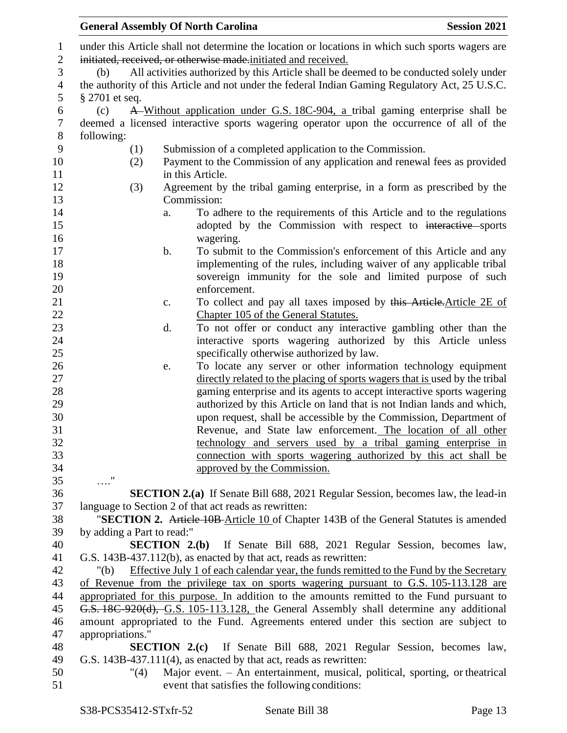under this Article shall not determine the location or locations in which such sports wagers are ~~initiated, received, or otherwise made.~~initiated and received.

(b) All activities authorized by this Article shall be deemed to be conducted solely under the authority of this Article and not under the federal Indian Gaming Regulatory Act, 25 U.S.C. § 2701 et seq.

(c) ~~A~~ Without application under G.S. 18C-904, a tribal gaming enterprise shall be deemed a licensed interactive sports wagering operator upon the occurrence of all of the following:

(1) Submission of a completed application to the Commission.

(2) Payment to the Commission of any application and renewal fees as provided in this Article.

(3) Agreement by the tribal gaming enterprise, in a form as prescribed by the Commission:

a. To adhere to the requirements of this Article and to the regulations adopted by the Commission with respect to ~~interactive~~ sports wagering.

b. To submit to the Commission's enforcement of this Article and any implementing of the rules, including waiver of any applicable tribal sovereign immunity for the sole and limited purpose of such enforcement.

c. To collect and pay all taxes imposed by ~~this Article.~~Article 2E of Chapter 105 of the General Statutes.

d. To not offer or conduct any interactive gambling other than the interactive sports wagering authorized by this Article unless specifically otherwise authorized by law.

e. To locate any server or other information technology equipment directly related to the placing of sports wagers that is used by the tribal gaming enterprise and its agents to accept interactive sports wagering authorized by this Article on land that is not Indian lands and which, upon request, shall be accessible by the Commission, Department of Revenue, and State law enforcement. The location of all other technology and servers used by a tribal gaming enterprise in connection with sports wagering authorized by this act shall be approved by the Commission.

…."

**SECTION 2.(a)** If Senate Bill 688, 2021 Regular Session, becomes law, the lead-in language to Section 2 of that act reads as rewritten:

"**SECTION 2.** ~~Article 10B~~ Article 10 of Chapter 143B of the General Statutes is amended by adding a Part to read:"

**SECTION 2.(b)** If Senate Bill 688, 2021 Regular Session, becomes law, G.S. 143B-437.112(b), as enacted by that act, reads as rewritten:

"(b) Effective July 1 of each calendar year, the funds remitted to the Fund by the Secretary of Revenue from the privilege tax on sports wagering pursuant to G.S. 105-113.128 are appropriated for this purpose. In addition to the amounts remitted to the Fund pursuant to ~~G.S. 18C-920(d),~~ G.S. 105-113.128, the General Assembly shall determine any additional amount appropriated to the Fund. Agreements entered under this section are subject to appropriations."

**SECTION 2.(c)** If Senate Bill 688, 2021 Regular Session, becomes law, G.S. 143B-437.111(4), as enacted by that act, reads as rewritten:

"(4) Major event. – An entertainment, musical, political, sporting, or theatrical event that satisfies the following conditions: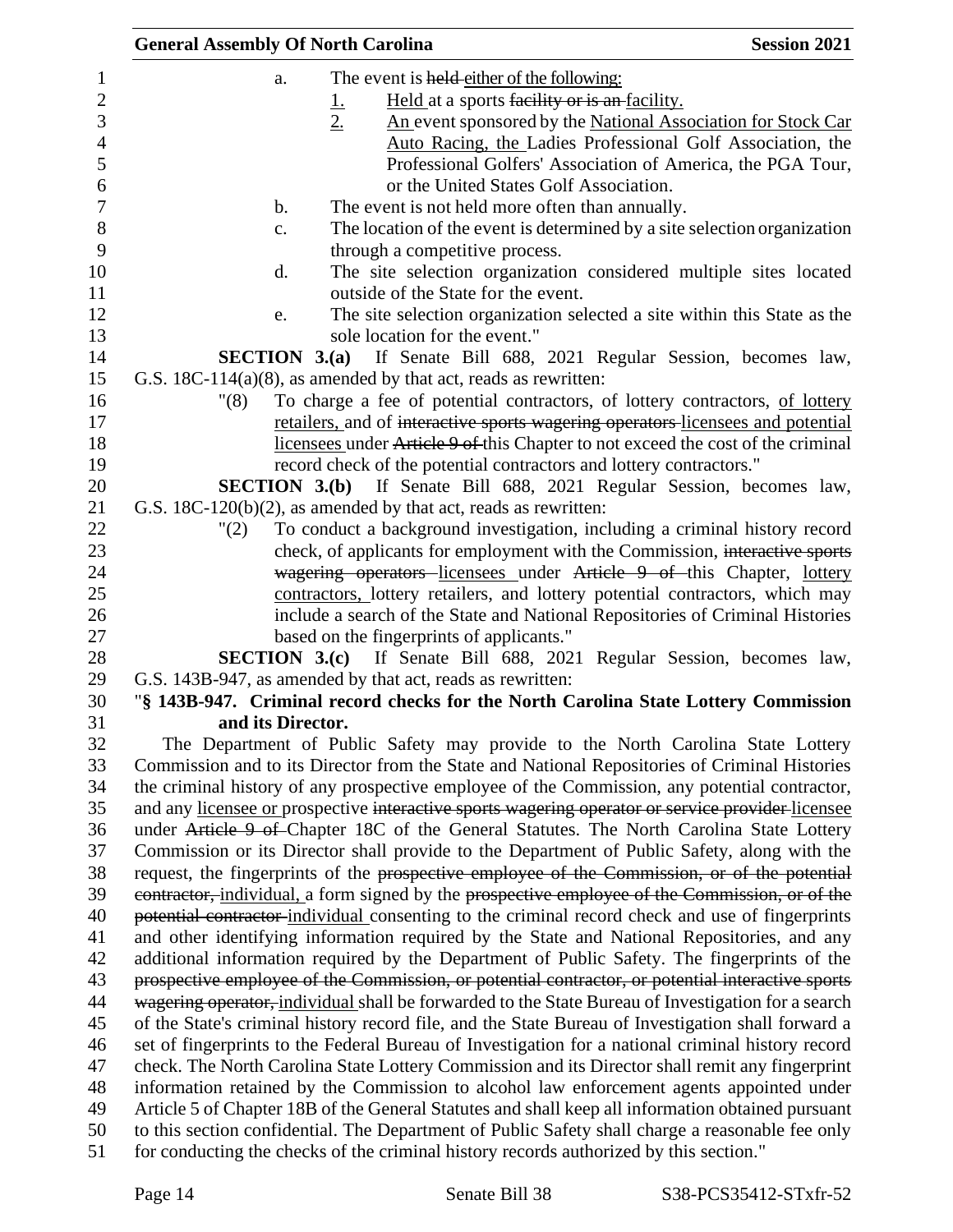a. The event is ~~held~~ either of the following:

1. Held at a sports ~~facility or is an~~ facility.
2. An event sponsored by the National Association for Stock Car Auto Racing, the Ladies Professional Golf Association, the Professional Golfers' Association of America, the PGA Tour, or the United States Golf Association.

b. The event is not held more often than annually.

c. The location of the event is determined by a site selection organization through a competitive process.

d. The site selection organization considered multiple sites located outside of the State for the event.

e. The site selection organization selected a site within this State as the sole location for the event."

**SECTION 3.(a)** If Senate Bill 688, 2021 Regular Session, becomes law, G.S. 18C-114(a)(8), as amended by that act, reads as rewritten:

"(8) To charge a fee of potential contractors, of lottery contractors, of lottery retailers, and of ~~interactive sports wagering operators~~ licensees and potential licensees under ~~Article 9 of~~ this Chapter to not exceed the cost of the criminal record check of the potential contractors and lottery contractors."

**SECTION 3.(b)** If Senate Bill 688, 2021 Regular Session, becomes law, G.S. 18C-120(b)(2), as amended by that act, reads as rewritten:

"(2) To conduct a background investigation, including a criminal history record check, of applicants for employment with the Commission, ~~interactive sports wagering operators~~ licensees under ~~Article 9 of~~ this Chapter, lottery contractors, lottery retailers, and lottery potential contractors, which may include a search of the State and National Repositories of Criminal Histories based on the fingerprints of applicants."

**SECTION 3.(c)** If Senate Bill 688, 2021 Regular Session, becomes law, G.S. 143B-947, as amended by that act, reads as rewritten:

"**§ 143B-947. Criminal record checks for the North Carolina State Lottery Commission and its Director.**

The Department of Public Safety may provide to the North Carolina State Lottery Commission and to its Director from the State and National Repositories of Criminal Histories the criminal history of any prospective employee of the Commission, any potential contractor, and any licensee or prospective ~~interactive sports wagering operator or service provider~~ licensee under ~~Article 9 of~~ Chapter 18C of the General Statutes. The North Carolina State Lottery Commission or its Director shall provide to the Department of Public Safety, along with the request, the fingerprints of the ~~prospective employee of the Commission, or of the potential contractor,~~ individual, a form signed by the ~~prospective employee of the Commission, or of the potential contractor~~ individual consenting to the criminal record check and use of fingerprints and other identifying information required by the State and National Repositories, and any additional information required by the Department of Public Safety. The fingerprints of the ~~prospective employee of the Commission, or potential contractor, or potential interactive sports wagering operator,~~ individual shall be forwarded to the State Bureau of Investigation for a search of the State's criminal history record file, and the State Bureau of Investigation shall forward a set of fingerprints to the Federal Bureau of Investigation for a national criminal history record check. The North Carolina State Lottery Commission and its Director shall remit any fingerprint information retained by the Commission to alcohol law enforcement agents appointed under Article 5 of Chapter 18B of the General Statutes and shall keep all information obtained pursuant to this section confidential. The Department of Public Safety shall charge a reasonable fee only for conducting the checks of the criminal history records authorized by this section."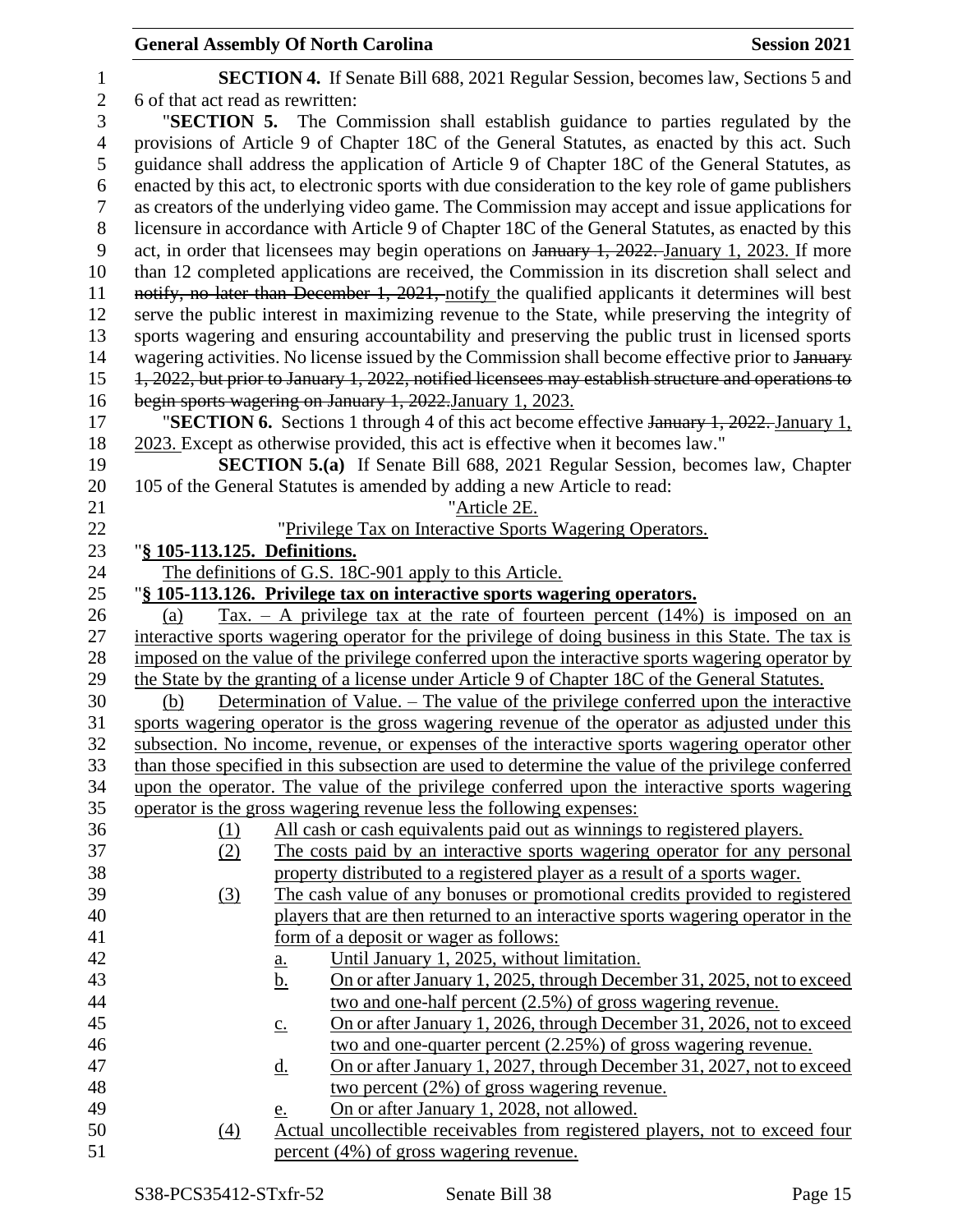**SECTION 4.** If Senate Bill 688, 2021 Regular Session, becomes law, Sections 5 and 6 of that act read as rewritten:

"**SECTION 5.** The Commission shall establish guidance to parties regulated by the provisions of Article 9 of Chapter 18C of the General Statutes, as enacted by this act. Such guidance shall address the application of Article 9 of Chapter 18C of the General Statutes, as enacted by this act, to electronic sports with due consideration to the key role of game publishers as creators of the underlying video game. The Commission may accept and issue applications for licensure in accordance with Article 9 of Chapter 18C of the General Statutes, as enacted by this act, in order that licensees may begin operations on ~~January 1, 2022.~~ January 1, 2023. If more than 12 completed applications are received, the Commission in its discretion shall select and ~~notify, no later than December 1, 2021,~~ notify the qualified applicants it determines will best serve the public interest in maximizing revenue to the State, while preserving the integrity of sports wagering and ensuring accountability and preserving the public trust in licensed sports wagering activities. No license issued by the Commission shall become effective prior to ~~January 1, 2022, but prior to January 1, 2022, notified licensees may establish structure and operations to begin sports wagering on January 1, 2022.~~ January 1, 2023.

"**SECTION 6.** Sections 1 through 4 of this act become effective ~~January 1, 2022.~~ January 1, 2023. Except as otherwise provided, this act is effective when it becomes law."

**SECTION 5.(a)** If Senate Bill 688, 2021 Regular Session, becomes law, Chapter 105 of the General Statutes is amended by adding a new Article to read:

"Article 2E.

"Privilege Tax on Interactive Sports Wagering Operators.

"**§ 105-113.125. Definitions.**

The definitions of G.S. 18C-901 apply to this Article.

"**§ 105-113.126. Privilege tax on interactive sports wagering operators.**

(a) Tax. – A privilege tax at the rate of fourteen percent (14%) is imposed on an interactive sports wagering operator for the privilege of doing business in this State. The tax is imposed on the value of the privilege conferred upon the interactive sports wagering operator by the State by the granting of a license under Article 9 of Chapter 18C of the General Statutes.

(b) Determination of Value. – The value of the privilege conferred upon the interactive sports wagering operator is the gross wagering revenue of the operator as adjusted under this subsection. No income, revenue, or expenses of the interactive sports wagering operator other than those specified in this subsection are used to determine the value of the privilege conferred upon the operator. The value of the privilege conferred upon the interactive sports wagering operator is the gross wagering revenue less the following expenses:

(1) All cash or cash equivalents paid out as winnings to registered players.

(2) The costs paid by an interactive sports wagering operator for any personal property distributed to a registered player as a result of a sports wager.

(3) The cash value of any bonuses or promotional credits provided to registered players that are then returned to an interactive sports wagering operator in the form of a deposit or wager as follows:

a. Until January 1, 2025, without limitation.

b. On or after January 1, 2025, through December 31, 2025, not to exceed two and one-half percent (2.5%) of gross wagering revenue.

c. On or after January 1, 2026, through December 31, 2026, not to exceed two and one-quarter percent (2.25%) of gross wagering revenue.

d. On or after January 1, 2027, through December 31, 2027, not to exceed two percent (2%) of gross wagering revenue.

e. On or after January 1, 2028, not allowed.

(4) Actual uncollectible receivables from registered players, not to exceed four percent (4%) of gross wagering revenue.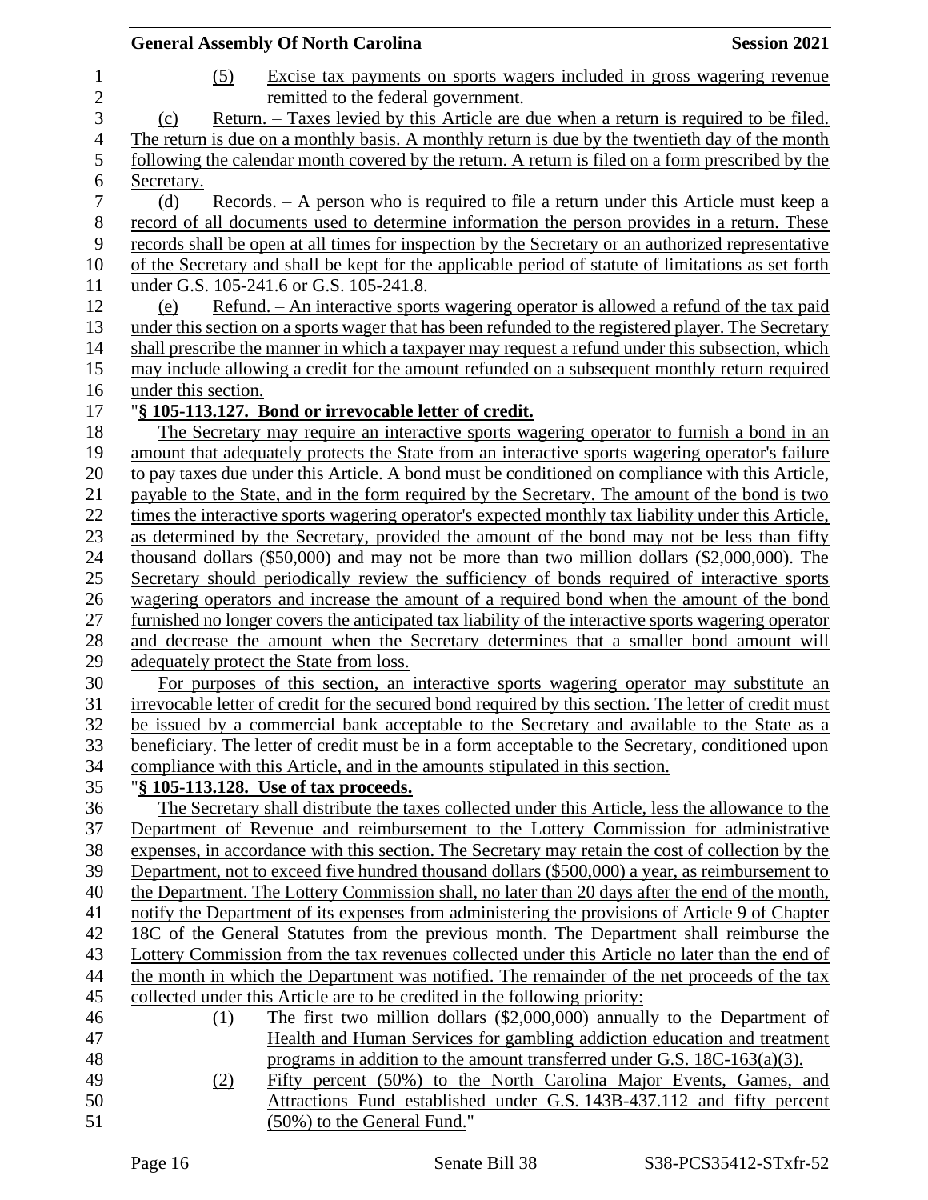(5) Excise tax payments on sports wagers included in gross wagering revenue remitted to the federal government.

(c) Return. – Taxes levied by this Article are due when a return is required to be filed. The return is due on a monthly basis. A monthly return is due by the twentieth day of the month following the calendar month covered by the return. A return is filed on a form prescribed by the Secretary.

(d) Records. – A person who is required to file a return under this Article must keep a record of all documents used to determine information the person provides in a return. These records shall be open at all times for inspection by the Secretary or an authorized representative of the Secretary and shall be kept for the applicable period of statute of limitations as set forth under G.S. 105-241.6 or G.S. 105-241.8.

(e) Refund. – An interactive sports wagering operator is allowed a refund of the tax paid under this section on a sports wager that has been refunded to the registered player. The Secretary shall prescribe the manner in which a taxpayer may request a refund under this subsection, which may include allowing a credit for the amount refunded on a subsequent monthly return required under this section.

"**§ 105-113.127. Bond or irrevocable letter of credit.**

The Secretary may require an interactive sports wagering operator to furnish a bond in an amount that adequately protects the State from an interactive sports wagering operator's failure to pay taxes due under this Article. A bond must be conditioned on compliance with this Article, payable to the State, and in the form required by the Secretary. The amount of the bond is two times the interactive sports wagering operator's expected monthly tax liability under this Article, as determined by the Secretary, provided the amount of the bond may not be less than fifty thousand dollars ($50,000) and may not be more than two million dollars ($2,000,000). The Secretary should periodically review the sufficiency of bonds required of interactive sports wagering operators and increase the amount of a required bond when the amount of the bond furnished no longer covers the anticipated tax liability of the interactive sports wagering operator and decrease the amount when the Secretary determines that a smaller bond amount will adequately protect the State from loss.

For purposes of this section, an interactive sports wagering operator may substitute an irrevocable letter of credit for the secured bond required by this section. The letter of credit must be issued by a commercial bank acceptable to the Secretary and available to the State as a beneficiary. The letter of credit must be in a form acceptable to the Secretary, conditioned upon compliance with this Article, and in the amounts stipulated in this section.

"**§ 105-113.128. Use of tax proceeds.**

The Secretary shall distribute the taxes collected under this Article, less the allowance to the Department of Revenue and reimbursement to the Lottery Commission for administrative expenses, in accordance with this section. The Secretary may retain the cost of collection by the Department, not to exceed five hundred thousand dollars ($500,000) a year, as reimbursement to the Department. The Lottery Commission shall, no later than 20 days after the end of the month, notify the Department of its expenses from administering the provisions of Article 9 of Chapter 18C of the General Statutes from the previous month. The Department shall reimburse the Lottery Commission from the tax revenues collected under this Article no later than the end of the month in which the Department was notified. The remainder of the net proceeds of the tax collected under this Article are to be credited in the following priority:

(1) The first two million dollars ($2,000,000) annually to the Department of Health and Human Services for gambling addiction education and treatment programs in addition to the amount transferred under G.S. 18C-163(a)(3).

(2) Fifty percent (50%) to the North Carolina Major Events, Games, and Attractions Fund established under G.S. 143B-437.112 and fifty percent (50%) to the General Fund."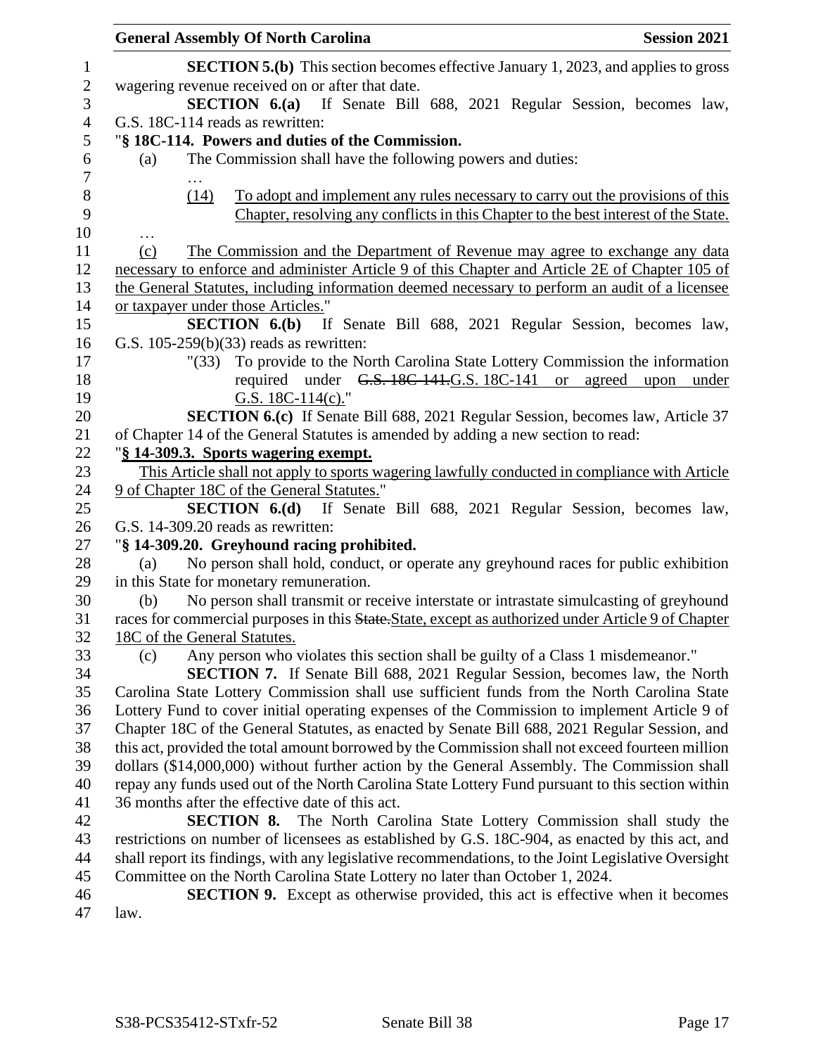**SECTION 5.(b)** This section becomes effective January 1, 2023, and applies to gross wagering revenue received on or after that date.

**SECTION 6.(a)** If Senate Bill 688, 2021 Regular Session, becomes law, G.S. 18C-114 reads as rewritten:

"**§ 18C-114. Powers and duties of the Commission.**

(a) The Commission shall have the following powers and duties:

…

(14) To adopt and implement any rules necessary to carry out the provisions of this Chapter, resolving any conflicts in this Chapter to the best interest of the State.

…

(c) The Commission and the Department of Revenue may agree to exchange any data necessary to enforce and administer Article 9 of this Chapter and Article 2E of Chapter 105 of the General Statutes, including information deemed necessary to perform an audit of a licensee or taxpayer under those Articles."

**SECTION 6.(b)** If Senate Bill 688, 2021 Regular Session, becomes law, G.S. 105-259(b)(33) reads as rewritten:

"(33) To provide to the North Carolina State Lottery Commission the information required under ~~G.S. 18C-141.~~G.S. 18C-141 or agreed upon under G.S. 18C-114(c)."

**SECTION 6.(c)** If Senate Bill 688, 2021 Regular Session, becomes law, Article 37 of Chapter 14 of the General Statutes is amended by adding a new section to read:

"**§ 14-309.3. Sports wagering exempt.**

This Article shall not apply to sports wagering lawfully conducted in compliance with Article 9 of Chapter 18C of the General Statutes."

**SECTION 6.(d)** If Senate Bill 688, 2021 Regular Session, becomes law, G.S. 14-309.20 reads as rewritten:

"**§ 14-309.20. Greyhound racing prohibited.**

(a) No person shall hold, conduct, or operate any greyhound races for public exhibition in this State for monetary remuneration.

(b) No person shall transmit or receive interstate or intrastate simulcasting of greyhound races for commercial purposes in this ~~State.~~State, except as authorized under Article 9 of Chapter 18C of the General Statutes.

(c) Any person who violates this section shall be guilty of a Class 1 misdemeanor."

**SECTION 7.** If Senate Bill 688, 2021 Regular Session, becomes law, the North Carolina State Lottery Commission shall use sufficient funds from the North Carolina State Lottery Fund to cover initial operating expenses of the Commission to implement Article 9 of Chapter 18C of the General Statutes, as enacted by Senate Bill 688, 2021 Regular Session, and this act, provided the total amount borrowed by the Commission shall not exceed fourteen million dollars ($14,000,000) without further action by the General Assembly. The Commission shall repay any funds used out of the North Carolina State Lottery Fund pursuant to this section within 36 months after the effective date of this act.

**SECTION 8.** The North Carolina State Lottery Commission shall study the restrictions on number of licensees as established by G.S. 18C-904, as enacted by this act, and shall report its findings, with any legislative recommendations, to the Joint Legislative Oversight Committee on the North Carolina State Lottery no later than October 1, 2024.

**SECTION 9.** Except as otherwise provided, this act is effective when it becomes law.